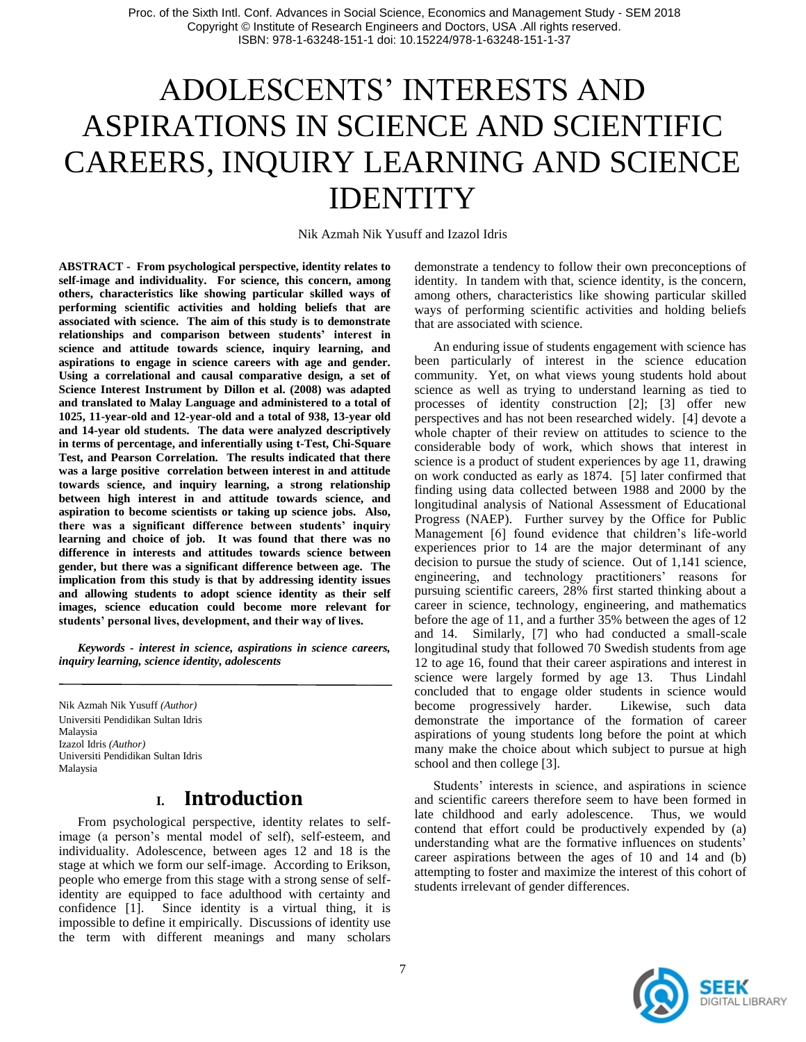# ADOLESCENTS' INTERESTS AND ASPIRATIONS IN SCIENCE AND SCIENTIFIC CAREERS, INQUIRY LEARNING AND SCIENCE IDENTITY

Nik Azmah Nik Yusuff and Izazol Idris

**ABSTRACT - From psychological perspective, identity relates to self-image and individuality. For science, this concern, among others, characteristics like showing particular skilled ways of performing scientific activities and holding beliefs that are associated with science. The aim of this study is to demonstrate relationships and comparison between students' interest in science and attitude towards science, inquiry learning, and aspirations to engage in science careers with age and gender. Using a correlational and causal comparative design, a set of Science Interest Instrument by Dillon et al. (2008) was adapted and translated to Malay Language and administered to a total of 1025, 11-year-old and 12-year-old and a total of 938, 13-year old and 14-year old students. The data were analyzed descriptively in terms of percentage, and inferentially using t-Test, Chi-Square Test, and Pearson Correlation. The results indicated that there was a large positive correlation between interest in and attitude towards science, and inquiry learning, a strong relationship between high interest in and attitude towards science, and aspiration to become scientists or taking up science jobs. Also, there was a significant difference between students' inquiry learning and choice of job. It was found that there was no difference in interests and attitudes towards science between gender, but there was a significant difference between age. The implication from this study is that by addressing identity issues and allowing students to adopt science identity as their self images, science education could become more relevant for students' personal lives, development, and their way of lives.**

***Keywords - interest in science, aspirations in science careers, inquiry learning, science identity, adolescents***

Nik Azmah Nik Yusuff *(Author)*
Universiti Pendidikan Sultan Idris
Malaysia
Izazol Idris *(Author)*
Universiti Pendidikan Sultan Idris
Malaysia

## I. Introduction

From psychological perspective, identity relates to self-image (a person's mental model of self), self-esteem, and individuality. Adolescence, between ages 12 and 18 is the stage at which we form our self-image. According to Erikson, people who emerge from this stage with a strong sense of self-identity are equipped to face adulthood with certainty and confidence [1]. Since identity is a virtual thing, it is impossible to define it empirically. Discussions of identity use the term with different meanings and many scholars demonstrate a tendency to follow their own preconceptions of identity. In tandem with that, science identity, is the concern, among others, characteristics like showing particular skilled ways of performing scientific activities and holding beliefs that are associated with science.

An enduring issue of students engagement with science has been particularly of interest in the science education community. Yet, on what views young students hold about science as well as trying to understand learning as tied to processes of identity construction [2]; [3] offer new perspectives and has not been researched widely. [4] devote a whole chapter of their review on attitudes to science to the considerable body of work, which shows that interest in science is a product of student experiences by age 11, drawing on work conducted as early as 1874. [5] later confirmed that finding using data collected between 1988 and 2000 by the longitudinal analysis of National Assessment of Educational Progress (NAEP). Further survey by the Office for Public Management [6] found evidence that children's life-world experiences prior to 14 are the major determinant of any decision to pursue the study of science. Out of 1,141 science, engineering, and technology practitioners' reasons for pursuing scientific careers, 28% first started thinking about a career in science, technology, engineering, and mathematics before the age of 11, and a further 35% between the ages of 12 and 14. Similarly, [7] who had conducted a small-scale longitudinal study that followed 70 Swedish students from age 12 to age 16, found that their career aspirations and interest in science were largely formed by age 13. Thus Lindahl concluded that to engage older students in science would become progressively harder. Likewise, such data demonstrate the importance of the formation of career aspirations of young students long before the point at which many make the choice about which subject to pursue at high school and then college [3].

Students' interests in science, and aspirations in science and scientific careers therefore seem to have been formed in late childhood and early adolescence. Thus, we would contend that effort could be productively expended by (a) understanding what are the formative influences on students' career aspirations between the ages of 10 and 14 and (b) attempting to foster and maximize the interest of this cohort of students irrelevant of gender differences.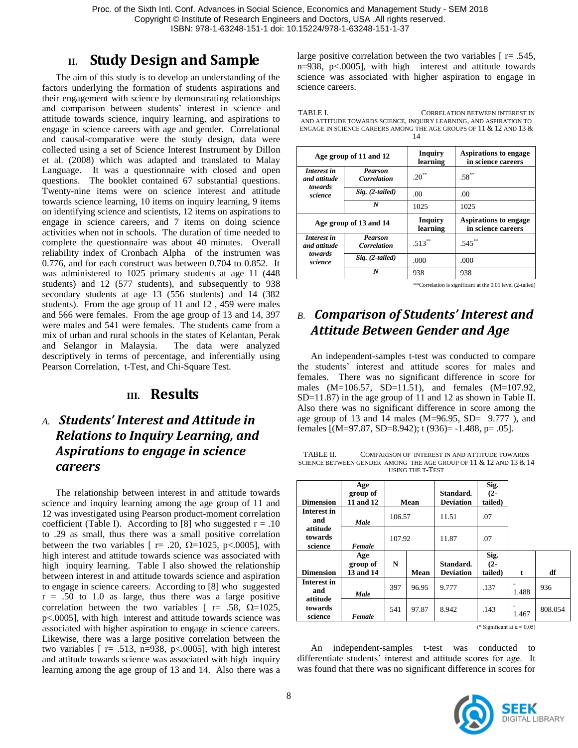## II. Study Design and Sample

The aim of this study is to develop an understanding of the factors underlying the formation of students aspirations and their engagement with science by demonstrating relationships and comparison between students' interest in science and attitude towards science, inquiry learning, and aspirations to engage in science careers with age and gender. Correlational and causal-comparative were the study design, data were collected using a set of Science Interest Instrument by Dillon et al. (2008) which was adapted and translated to Malay Language. It was a questionnaire with closed and open questions. The booklet contained 67 substantial questions. Twenty-nine items were on science interest and attitude towards science learning, 10 items on inquiry learning, 9 items on identifying science and scientists, 12 items on aspirations to engage in science careers, and 7 items on doing science activities when not in schools. The duration of time needed to complete the questionnaire was about 40 minutes. Overall reliability index of Cronbach Alpha of the instrumen was 0.776, and for each construct was between 0.704 to 0.852. It was administered to 1025 primary students at age 11 (448 students) and 12 (577 students), and subsequently to 938 secondary students at age 13 (556 students) and 14 (382 students). From the age group of 11 and 12 , 459 were males and 566 were females. From the age group of 13 and 14, 397 were males and 541 were females. The students came from a mix of urban and rural schools in the states of Kelantan, Perak and Selangor in Malaysia. The data were analyzed descriptively in terms of percentage, and inferentially using Pearson Correlation, t-Test, and Chi-Square Test.

## III. Results

### A. Students' Interest and Attitude in Relations to Inquiry Learning, and Aspirations to engage in science careers

The relationship between interest in and attitude towards science and inquiry learning among the age group of 11 and 12 was investigated using Pearson product-moment correlation coefficient (Table I). According to [8] who suggested r = .10 to .29 as small, thus there was a small positive correlation between the two variables [ r= .20, Ω=1025, p<.0005], with high interest and attitude towards science was associated with high inquiry learning. Table I also showed the relationship between interest in and attitude towards science and aspiration to engage in science careers. According to [8] who suggested r = .50 to 1.0 as large, thus there was a large positive correlation between the two variables [ r= .58, Ω=1025, p<.0005], with high interest and attitude towards science was associated with higher aspiration to engage in science careers. Likewise, there was a large positive correlation between the two variables [ r= .513, n=938, p<.0005], with high interest and attitude towards science was associated with high inquiry learning among the age group of 13 and 14. Also there was a large positive correlation between the two variables [ r= .545, n=938, p<.0005], with high interest and attitude towards science was associated with higher aspiration to engage in science careers.

TABLE I. CORRELATION BETWEEN INTEREST IN AND ATTITUDE TOWARDS SCIENCE, INQUIRY LEARNING, AND ASPIRATION TO ENGAGE IN SCIENCE CAREERS AMONG THE AGE GROUPS OF 11 & 12 AND 13 & 14

| Age group of 11 and 12 | | Inquiry learning | Aspirations to engage in science careers |
|---|---|---|---|
| *Interest in and attitude towards science* | *Pearson Correlation* | .20** | .58** |
| | *Sig. (2-tailed)* | .00 | .00 |
| | *N* | 1025 | 1025 |
| **Age group of 13 and 14** | | **Inquiry learning** | **Aspirations to engage in science careers** |
| *Interest in and attitude towards science* | *Pearson Correlation* | .513** | .545** |
| | *Sig. (2-tailed)* | .000 | .000 |
| | *N* | 938 | 938 |

**Correlation is significant at the 0.01 level (2-tailed)

### B. Comparison of Students' Interest and Attitude Between Gender and Age

An independent-samples t-test was conducted to compare the students' interest and attitude scores for males and females. There was no significant difference in score for males (M=106.57, SD=11.51), and females (M=107.92, SD=11.87) in the age group of 11 and 12 as shown in Table II. Also there was no significant difference in score among the age group of 13 and 14 males (M=96.95, SD= 9.777 ), and females [(M=97.87, SD=8.942); t (936)= -1.488, p= .05].

TABLE II. COMPARISON OF INTEREST IN AND ATTITUDE TOWARDS SCIENCE BETWEEN GENDER AMONG THE AGE GROUP OF 11 & 12 AND 13 & 14 USING THE T-TEST

| Dimension | Age group of 11 and 12 | Mean | | Standard. Deviation | Sig. (2-tailed) | | |
|---|---|---|---|---|---|---|---|
| Interest in and attitude towards science | *Male* | 106.57 | | 11.51 | .07 | | |
| | *Female* | 107.92 | | 11.87 | .07 | | |
| **Dimension** | **Age group of 13 and 14** | **N** | **Mean** | **Standard. Deviation** | **Sig. (2-tailed)** | **t** | **df** |
| Interest in and attitude towards science | *Male* | 397 | 96.95 | 9.777 | .137 | -1.488 | 936 |
| | *Female* | 541 | 97.87 | 8.942 | .143 | -1.467 | 808.054 |

(* Significant at α = 0.05)

An independent-samples t-test was conducted to differentiate students' interest and attitude scores for age. It was found that there was no significant difference in scores for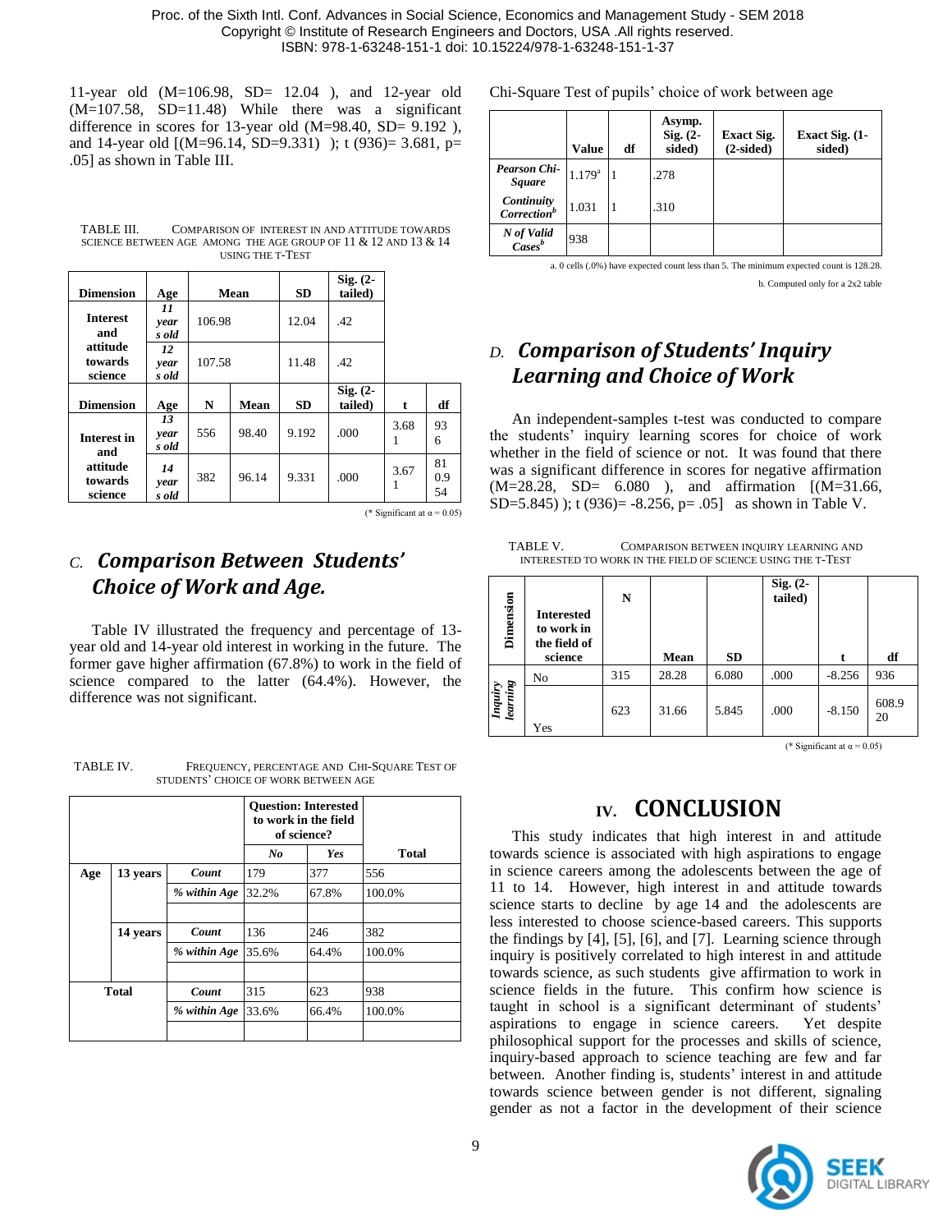11-year old (M=106.98, SD= 12.04 ), and 12-year old (M=107.58, SD=11.48) While there was a significant difference in scores for 13-year old (M=98.40, SD= 9.192 ), and 14-year old [(M=96.14, SD=9.331) ); t (936)= 3.681, p= .05] as shown in Table III.

TABLE III. COMPARISON OF INTEREST IN AND ATTITUDE TOWARDS SCIENCE BETWEEN AGE AMONG THE AGE GROUP OF 11 & 12 AND 13 & 14 USING THE T-TEST

| Dimension | Age | Mean | | SD | Sig. (2-tailed) | | |
|---|---|---|---|---|---|---|---|
| Interest and attitude towards science | *11 year s old* | 106.98 | | 12.04 | .42 | | |
| | *12 year s old* | 107.58 | | 11.48 | .42 | | |
| **Dimension** | **Age** | **N** | **Mean** | **SD** | **Sig. (2-tailed)** | **t** | **df** |
| Interest in and attitude towards science | *13 year s old* | 556 | 98.40 | 9.192 | .000 | 3.681 | 936 |
| | *14 year s old* | 382 | 96.14 | 9.331 | .000 | 3.671 | 810.954 |

(* Significant at α = 0.05)

## C. *Comparison Between Students' Choice of Work and Age.*

Table IV illustrated the frequency and percentage of 13-year old and 14-year old interest in working in the future. The former gave higher affirmation (67.8%) to work in the field of science compared to the latter (64.4%). However, the difference was not significant.

TABLE IV. FREQUENCY, PERCENTAGE AND CHI-SQUARE TEST OF STUDENTS' CHOICE OF WORK BETWEEN AGE

| | | | Question: Interested to work in the field of science? | | |
|---|---|---|---|---|---|
| | | | *No* | *Yes* | Total |
| **Age** | **13 years** | *Count* | 179 | 377 | 556 |
| | | *% within Age* | 32.2% | 67.8% | 100.0% |
| | **14 years** | *Count* | 136 | 246 | 382 |
| | | *% within Age* | 35.6% | 64.4% | 100.0% |
| **Total** | | *Count* | 315 | 623 | 938 |
| | | *% within Age* | 33.6% | 66.4% | 100.0% |

Chi-Square Test of pupils' choice of work between age

| | Value | df | Asymp. Sig. (2-sided) | Exact Sig. (2-sided) | Exact Sig. (1-sided) |
|---|---|---|---|---|---|
| *Pearson Chi-Square* | 1.179[a] | 1 | .278 | | |
| *Continuity Correction[b]* | 1.031 | 1 | .310 | | |
| *N of Valid Cases[b]* | 938 | | | | |

a. 0 cells (.0%) have expected count less than 5. The minimum expected count is 128.28.

b. Computed only for a 2x2 table

## D. *Comparison of Students' Inquiry Learning and Choice of Work*

An independent-samples t-test was conducted to compare the students' inquiry learning scores for choice of work whether in the field of science or not. It was found that there was a significant difference in scores for negative affirmation (M=28.28, SD= 6.080 ), and affirmation [(M=31.66, SD=5.845) ); t (936)= -8.256, p= .05] as shown in Table V.

TABLE V. COMPARISON BETWEEN INQUIRY LEARNING AND INTERESTED TO WORK IN THE FIELD OF SCIENCE USING THE T-TEST

| Dimension | Interested to work in the field of science | N | Mean | SD | Sig. (2-tailed) | t | df |
|---|---|---|---|---|---|---|---|
| *Inquiry learning* | No | 315 | 28.28 | 6.080 | .000 | -8.256 | 936 |
| | Yes | 623 | 31.66 | 5.845 | .000 | -8.150 | 608.920 |

(* Significant at α = 0.05)

# IV. CONCLUSION

This study indicates that high interest in and attitude towards science is associated with high aspirations to engage in science careers among the adolescents between the age of 11 to 14. However, high interest in and attitude towards science starts to decline by age 14 and the adolescents are less interested to choose science-based careers. This supports the findings by [4], [5], [6], and [7]. Learning science through inquiry is positively correlated to high interest in and attitude towards science, as such students give affirmation to work in science fields in the future. This confirm how science is taught in school is a significant determinant of students' aspirations to engage in science careers. Yet despite philosophical support for the processes and skills of science, inquiry-based approach to science teaching are few and far between. Another finding is, students' interest in and attitude towards science between gender is not different, signaling gender as not a factor in the development of their science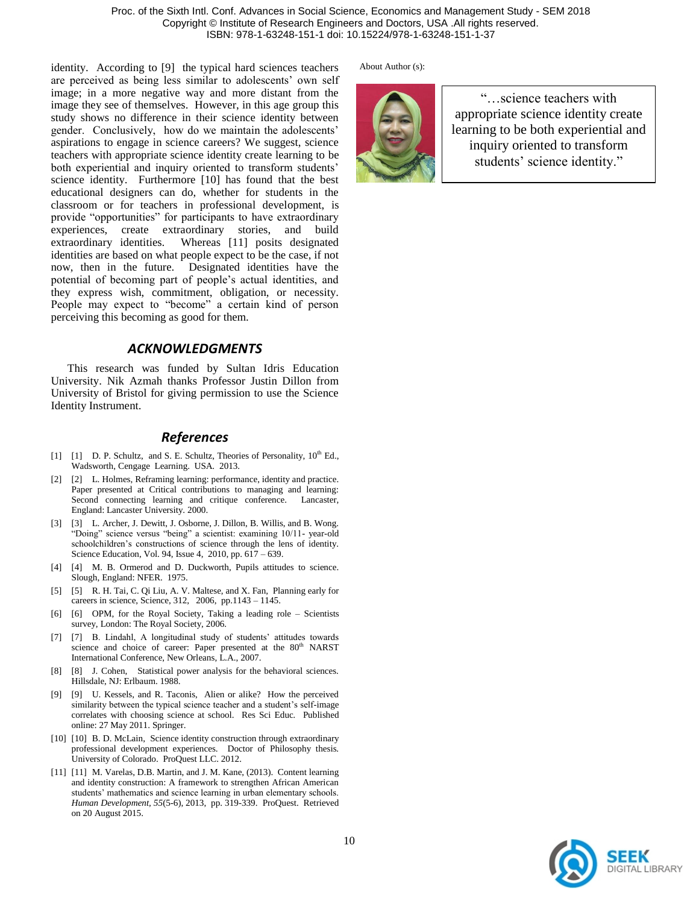identity. According to [9] the typical hard sciences teachers are perceived as being less similar to adolescents' own self image; in a more negative way and more distant from the image they see of themselves. However, in this age group this study shows no difference in their science identity between gender. Conclusively, how do we maintain the adolescents' aspirations to engage in science careers? We suggest, science teachers with appropriate science identity create learning to be both experiential and inquiry oriented to transform students' science identity. Furthermore [10] has found that the best educational designers can do, whether for students in the classroom or for teachers in professional development, is provide "opportunities" for participants to have extraordinary experiences, create extraordinary stories, and build extraordinary identities. Whereas [11] posits designated identities are based on what people expect to be the case, if not now, then in the future. Designated identities have the potential of becoming part of people's actual identities, and they express wish, commitment, obligation, or necessity. People may expect to "become" a certain kind of person perceiving this becoming as good for them.

## ACKNOWLEDGMENTS

This research was funded by Sultan Idris Education University. Nik Azmah thanks Professor Justin Dillon from University of Bristol for giving permission to use the Science Identity Instrument.

## References

[1] [1] D. P. Schultz, and S. E. Schultz, Theories of Personality, 10th Ed., Wadsworth, Cengage Learning. USA. 2013.

[2] [2] L. Holmes, Reframing learning: performance, identity and practice. Paper presented at Critical contributions to managing and learning: Second connecting learning and critique conference. Lancaster, England: Lancaster University. 2000.

[3] [3] L. Archer, J. Dewitt, J. Osborne, J. Dillon, B. Willis, and B. Wong. "Doing" science versus "being" a scientist: examining 10/11- year-old schoolchildren's constructions of science through the lens of identity. Science Education, Vol. 94, Issue 4, 2010, pp. 617 – 639.

[4] [4] M. B. Ormerod and D. Duckworth, Pupils attitudes to science. Slough, England: NFER. 1975.

[5] [5] R. H. Tai, C. Qi Liu, A. V. Maltese, and X. Fan, Planning early for careers in science, Science, 312, 2006, pp.1143 – 1145.

[6] [6] OPM, for the Royal Society, Taking a leading role – Scientists survey, London: The Royal Society, 2006.

[7] [7] B. Lindahl, A longitudinal study of students' attitudes towards science and choice of career: Paper presented at the 80th NARST International Conference, New Orleans, L.A., 2007.

[8] [8] J. Cohen, Statistical power analysis for the behavioral sciences. Hillsdale, NJ: Erlbaum. 1988.

[9] [9] U. Kessels, and R. Taconis, Alien or alike? How the perceived similarity between the typical science teacher and a student's self-image correlates with choosing science at school. Res Sci Educ. Published online: 27 May 2011. Springer.

[10] [10] B. D. McLain, Science identity construction through extraordinary professional development experiences. Doctor of Philosophy thesis. University of Colorado. ProQuest LLC. 2012.

[11] [11] M. Varelas, D.B. Martin, and J. M. Kane, (2013). Content learning and identity construction: A framework to strengthen African American students' mathematics and science learning in urban elementary schools. *Human Development*, *55*(5-6), 2013, pp. 319-339. ProQuest. Retrieved on 20 August 2015.

About Author (s):

"…science teachers with appropriate science identity create learning to be both experiential and inquiry oriented to transform students' science identity."